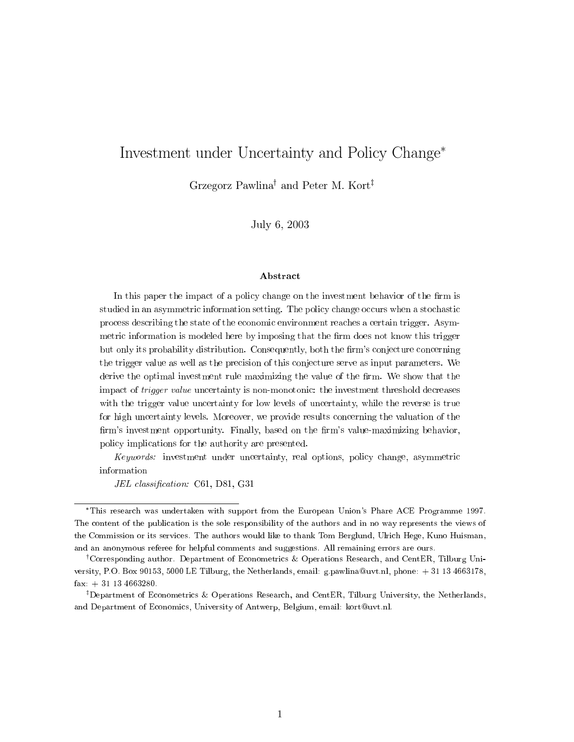# Investment under Uncertainty and Policy Change*

Grzegorz Pawlina† and Peter M. Kort‡

July 6, 2003

### Abstract

In this paper the impact of a policy change on the investment behavior of the firm is studied in an asymmetric information setting. The policy change occurs when a stochastic process describing the state of the economic environment reaches a certain trigger. Asymmetric information is modeled here by imposing that the firm does not know this trigger but only its probability distribution. Consequently, both the firm's conjecture concerning the trigger value as well as the precision of this conjecture serve as input parameters. We derive the optimal investment rule maximizing the value of the firm. We show that the impact of *trigger value* uncertainty is non-monotonic: the investment threshold decreases with the trigger value uncertainty for low levels of uncertainty, while the reverse is true for high uncertainty levels. Moreover, we provide results concerning the valuation of the firm's investment opportunity. Finally, based on the firm's value-maximizing behavior, policy implications for the authority are presented.

*Keywords:* investment under uncertainty, real options, policy change, asymmetric information

*JEL classification:* C61, D81, G31

---

*This research was undertaken with support from the European Union's Phare ACE Programme 1997. The content of the publication is the sole responsibility of the authors and in no way represents the views of the Commission or its services. The authors would like to thank Tom Berglund, Ulrich Hege, Kuno Huisman, and an anonymous referee for helpful comments and suggestions. All remaining errors are ours.

†Corresponding author. Department of Econometrics & Operations Research, and CentER, Tilburg University, P.O. Box 90153, 5000 LE Tilburg, the Netherlands, email: g.pawlina@uvt.nl, phone: + 31 13 4663178, fax: + 31 13 4663280.

‡Department of Econometrics & Operations Research, and CentER, Tilburg University, the Netherlands, and Department of Economics, University of Antwerp, Belgium, email: kort@uvt.nl.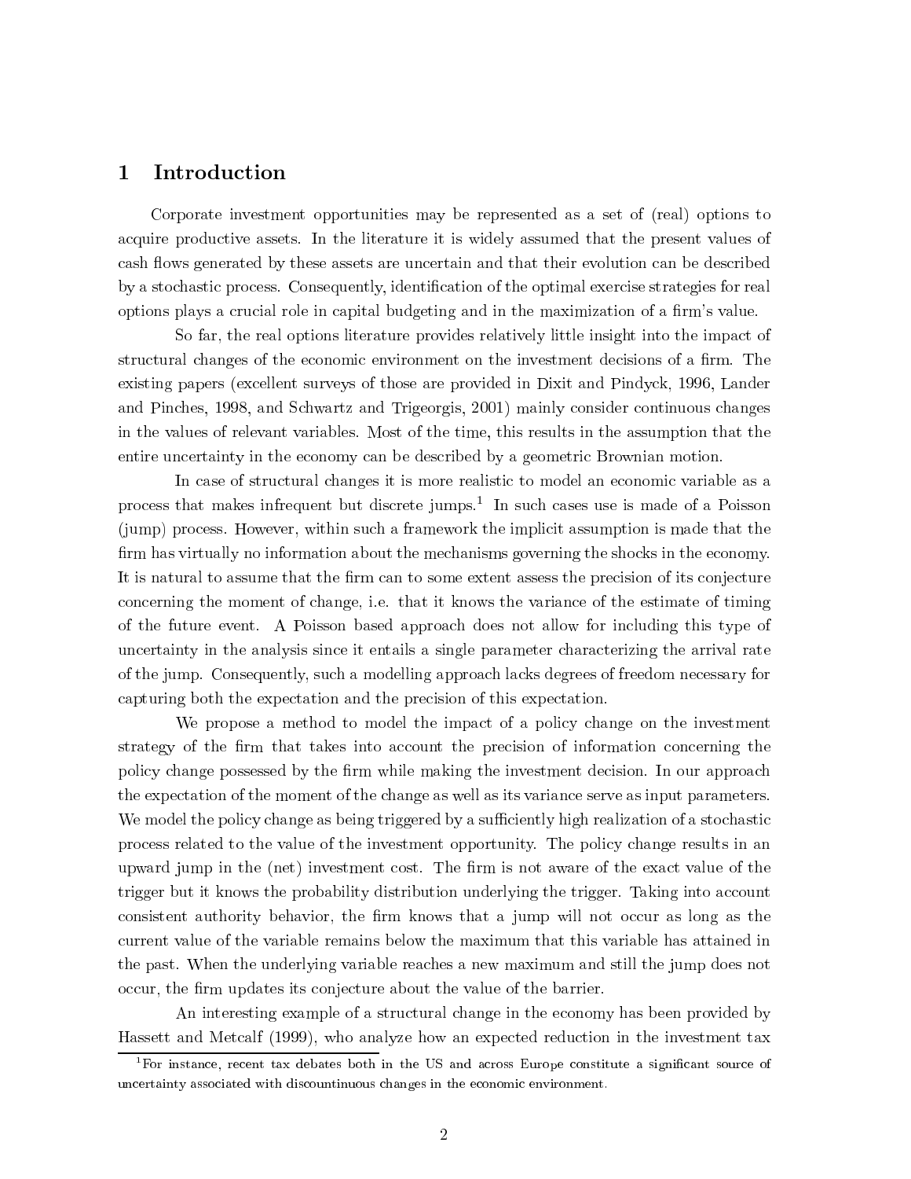# 1 Introduction

Corporate investment opportunities may be represented as a set of (real) options to acquire productive assets. In the literature it is widely assumed that the present values of cash flows generated by these assets are uncertain and that their evolution can be described by a stochastic process. Consequently, identification of the optimal exercise strategies for real options plays a crucial role in capital budgeting and in the maximization of a firm's value.

So far, the real options literature provides relatively little insight into the impact of structural changes of the economic environment on the investment decisions of a firm. The existing papers (excellent surveys of those are provided in Dixit and Pindyck, 1996, Lander and Pinches, 1998, and Schwartz and Trigeorgis, 2001) mainly consider continuous changes in the values of relevant variables. Most of the time, this results in the assumption that the entire uncertainty in the economy can be described by a geometric Brownian motion.

In case of structural changes it is more realistic to model an economic variable as a process that makes infrequent but discrete jumps.[1] In such cases use is made of a Poisson (jump) process. However, within such a framework the implicit assumption is made that the firm has virtually no information about the mechanisms governing the shocks in the economy. It is natural to assume that the firm can to some extent assess the precision of its conjecture concerning the moment of change, i.e. that it knows the variance of the estimate of timing of the future event. A Poisson based approach does not allow for including this type of uncertainty in the analysis since it entails a single parameter characterizing the arrival rate of the jump. Consequently, such a modelling approach lacks degrees of freedom necessary for capturing both the expectation and the precision of this expectation.

We propose a method to model the impact of a policy change on the investment strategy of the firm that takes into account the precision of information concerning the policy change possessed by the firm while making the investment decision. In our approach the expectation of the moment of the change as well as its variance serve as input parameters. We model the policy change as being triggered by a sufficiently high realization of a stochastic process related to the value of the investment opportunity. The policy change results in an upward jump in the (net) investment cost. The firm is not aware of the exact value of the trigger but it knows the probability distribution underlying the trigger. Taking into account consistent authority behavior, the firm knows that a jump will not occur as long as the current value of the variable remains below the maximum that this variable has attained in the past. When the underlying variable reaches a new maximum and still the jump does not occur, the firm updates its conjecture about the value of the barrier.

An interesting example of a structural change in the economy has been provided by Hassett and Metcalf (1999), who analyze how an expected reduction in the investment tax

[1] For instance, recent tax debates both in the US and across Europe constitute a significant source of uncertainty associated with discountinuous changes in the economic environment.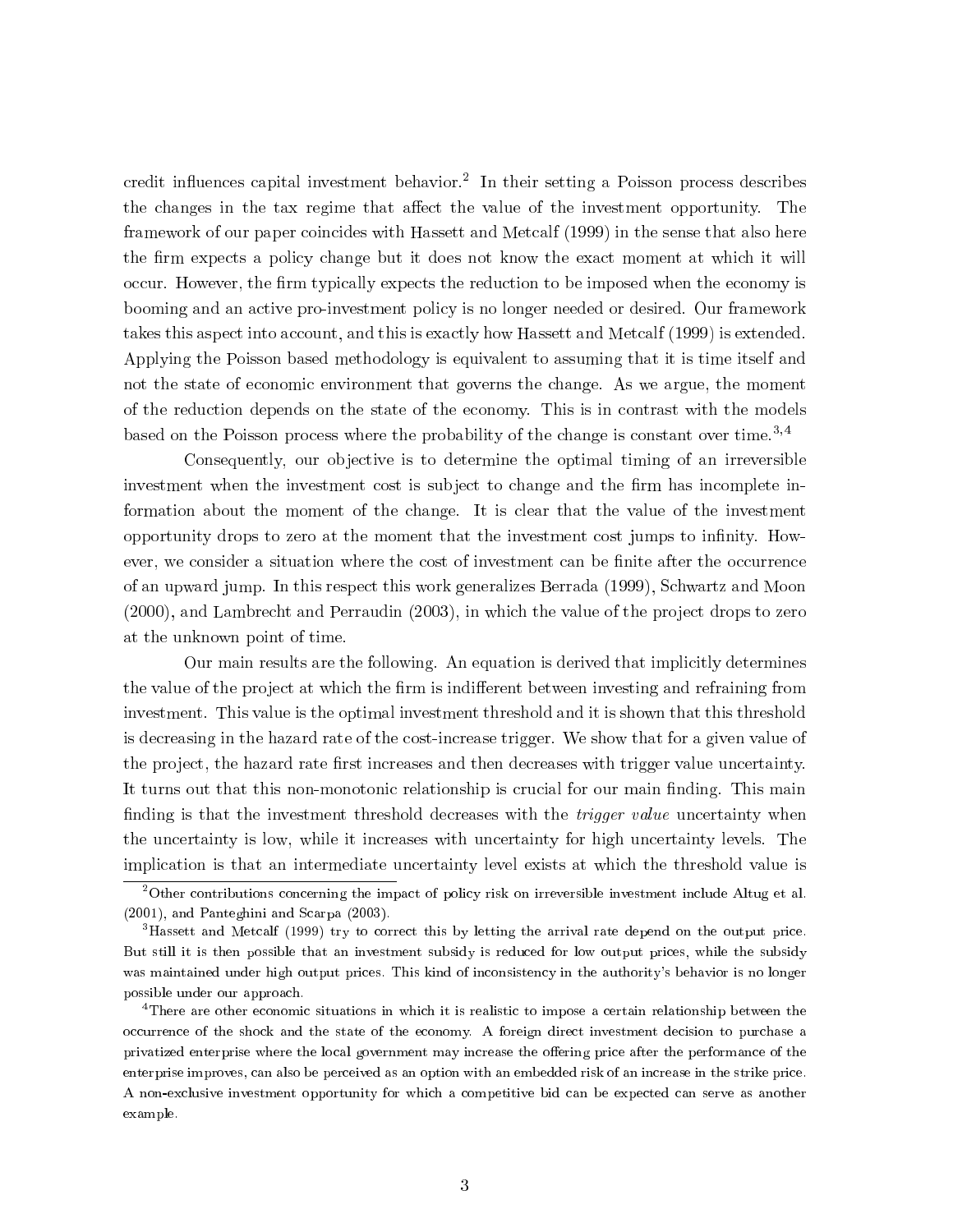credit influences capital investment behavior.[2] In their setting a Poisson process describes the changes in the tax regime that affect the value of the investment opportunity. The framework of our paper coincides with Hassett and Metcalf (1999) in the sense that also here the firm expects a policy change but it does not know the exact moment at which it will occur. However, the firm typically expects the reduction to be imposed when the economy is booming and an active pro-investment policy is no longer needed or desired. Our framework takes this aspect into account, and this is exactly how Hassett and Metcalf (1999) is extended. Applying the Poisson based methodology is equivalent to assuming that it is time itself and not the state of economic environment that governs the change. As we argue, the moment of the reduction depends on the state of the economy. This is in contrast with the models based on the Poisson process where the probability of the change is constant over time.[3,4]

Consequently, our objective is to determine the optimal timing of an irreversible investment when the investment cost is subject to change and the firm has incomplete information about the moment of the change. It is clear that the value of the investment opportunity drops to zero at the moment that the investment cost jumps to infinity. However, we consider a situation where the cost of investment can be finite after the occurrence of an upward jump. In this respect this work generalizes Berrada (1999), Schwartz and Moon (2000), and Lambrecht and Perraudin (2003), in which the value of the project drops to zero at the unknown point of time.

Our main results are the following. An equation is derived that implicitly determines the value of the project at which the firm is indifferent between investing and refraining from investment. This value is the optimal investment threshold and it is shown that this threshold is decreasing in the hazard rate of the cost-increase trigger. We show that for a given value of the project, the hazard rate first increases and then decreases with trigger value uncertainty. It turns out that this non-monotonic relationship is crucial for our main finding. This main finding is that the investment threshold decreases with the *trigger value* uncertainty when the uncertainty is low, while it increases with uncertainty for high uncertainty levels. The implication is that an intermediate uncertainty level exists at which the threshold value is

[2] Other contributions concerning the impact of policy risk on irreversible investment include Altug et al. (2001), and Panteghini and Scarpa (2003).

[3] Hassett and Metcalf (1999) try to correct this by letting the arrival rate depend on the output price. But still it is then possible that an investment subsidy is reduced for low output prices, while the subsidy was maintained under high output prices. This kind of inconsistency in the authority's behavior is no longer possible under our approach.

[4] There are other economic situations in which it is realistic to impose a certain relationship between the occurrence of the shock and the state of the economy. A foreign direct investment decision to purchase a privatized enterprise where the local government may increase the offering price after the performance of the enterprise improves, can also be perceived as an option with an embedded risk of an increase in the strike price. A non-exclusive investment opportunity for which a competitive bid can be expected can serve as another example.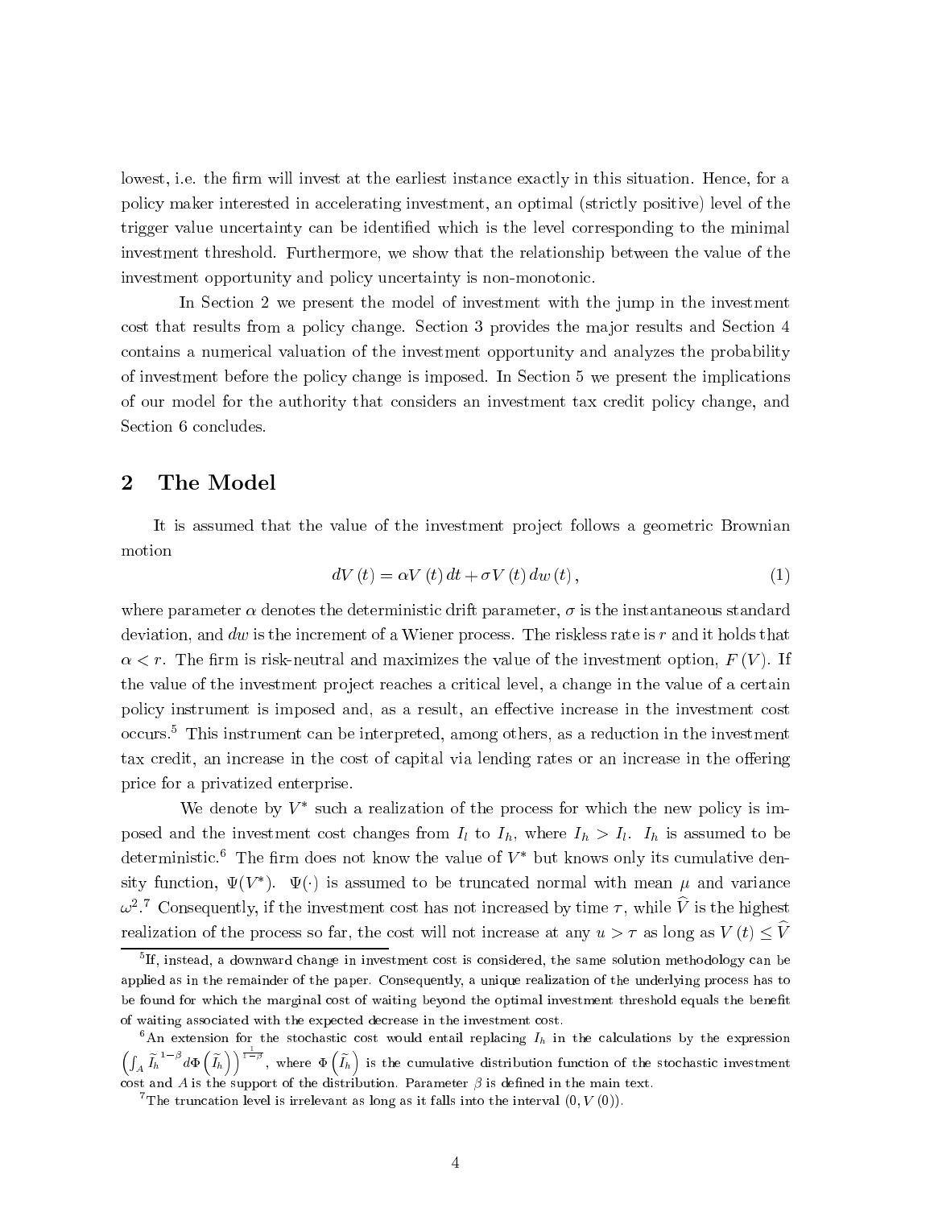lowest, i.e. the firm will invest at the earliest instance exactly in this situation. Hence, for a policy maker interested in accelerating investment, an optimal (strictly positive) level of the trigger value uncertainty can be identified which is the level corresponding to the minimal investment threshold. Furthermore, we show that the relationship between the value of the investment opportunity and policy uncertainty is non-monotonic.

In Section 2 we present the model of investment with the jump in the investment cost that results from a policy change. Section 3 provides the major results and Section 4 contains a numerical valuation of the investment opportunity and analyzes the probability of investment before the policy change is imposed. In Section 5 we present the implications of our model for the authority that considers an investment tax credit policy change, and Section 6 concludes.

## 2 The Model

It is assumed that the value of the investment project follows a geometric Brownian motion

$$dV(t) = \alpha V(t)\,dt + \sigma V(t)\,dw(t), \tag{1}$$

where parameter $\alpha$ denotes the deterministic drift parameter, $\sigma$ is the instantaneous standard deviation, and $dw$ is the increment of a Wiener process. The riskless rate is $r$ and it holds that $\alpha < r$. The firm is risk-neutral and maximizes the value of the investment option, $F(V)$. If the value of the investment project reaches a critical level, a change in the value of a certain policy instrument is imposed and, as a result, an effective increase in the investment cost occurs.[5] This instrument can be interpreted, among others, as a reduction in the investment tax credit, an increase in the cost of capital via lending rates or an increase in the offering price for a privatized enterprise.

We denote by $V^*$ such a realization of the process for which the new policy is imposed and the investment cost changes from $I_l$ to $I_h$, where $I_h > I_l$. $I_h$ is assumed to be deterministic.[6] The firm does not know the value of $V^*$ but knows only its cumulative density function, $\Psi(V^*)$. $\Psi(\cdot)$ is assumed to be truncated normal with mean $\mu$ and variance $\omega^2$.[7] Consequently, if the investment cost has not increased by time $\tau$, while $\widehat{V}$ is the highest realization of the process so far, the cost will not increase at any $u > \tau$ as long as $V(t) \leq \widehat{V}$

[5] If, instead, a downward change in investment cost is considered, the same solution methodology can be applied as in the remainder of the paper. Consequently, a unique realization of the underlying process has to be found for which the marginal cost of waiting beyond the optimal investment threshold equals the benefit of waiting associated with the expected decrease in the investment cost.

[6] An extension for the stochastic cost would entail replacing $I_h$ in the calculations by the expression $\left(\int_A \widetilde{I}_h^{\,1-\beta} d\Phi\left(\widetilde{I}_h\right)\right)^{\frac{1}{1-\beta}}$, where $\Phi\left(\widetilde{I}_h\right)$ is the cumulative distribution function of the stochastic investment cost and $A$ is the support of the distribution. Parameter $\beta$ is defined in the main text.

[7] The truncation level is irrelevant as long as it falls into the interval $(0, V(0))$.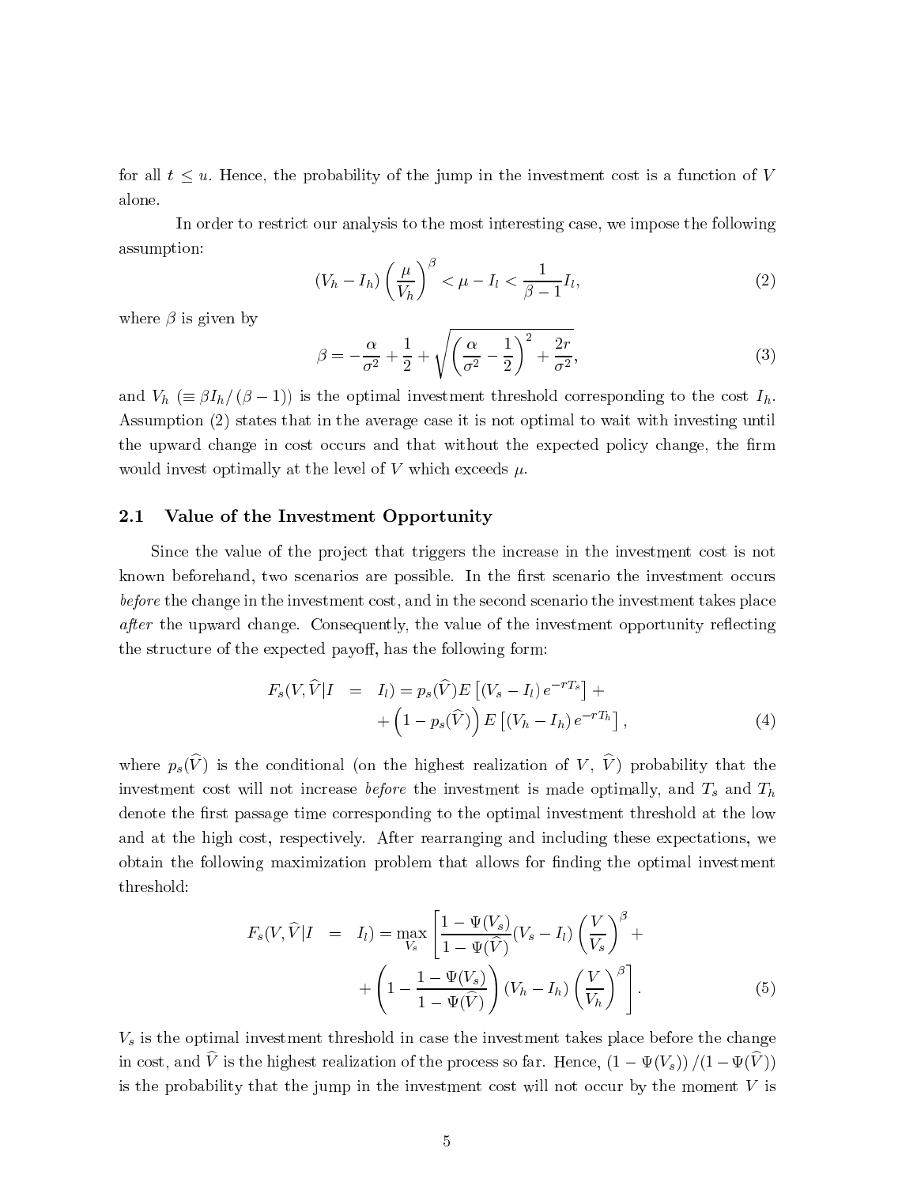for all $t \leq u$. Hence, the probability of the jump in the investment cost is a function of $V$ alone.

In order to restrict our analysis to the most interesting case, we impose the following assumption:

$$(V_h - I_h)\left(\frac{\mu}{V_h}\right)^{\beta} < \mu - I_l < \frac{1}{\beta - 1} I_l, \tag{2}$$

where $\beta$ is given by

$$\beta = -\frac{\alpha}{\sigma^2} + \frac{1}{2} + \sqrt{\left(\frac{\alpha}{\sigma^2} - \frac{1}{2}\right)^2 + \frac{2r}{\sigma^2}}, \tag{3}$$

and $V_h$ ($\equiv \beta I_h / (\beta - 1)$) is the optimal investment threshold corresponding to the cost $I_h$. Assumption (2) states that in the average case it is not optimal to wait with investing until the upward change in cost occurs and that without the expected policy change, the firm would invest optimally at the level of $V$ which exceeds $\mu$.

## 2.1 Value of the Investment Opportunity

Since the value of the project that triggers the increase in the investment cost is not known beforehand, two scenarios are possible. In the first scenario the investment occurs *before* the change in the investment cost, and in the second scenario the investment takes place *after* the upward change. Consequently, the value of the investment opportunity reflecting the structure of the expected payoff, has the following form:

$$\begin{aligned} F_s(V, \widehat{V} | I &= I_l) = p_s(\widehat{V}) E\left[(V_s - I_l) e^{-rT_s}\right] + \\ &+ \left(1 - p_s(\widehat{V})\right) E\left[(V_h - I_h) e^{-rT_h}\right], \end{aligned} \tag{4}$$

where $p_s(\widehat{V})$ is the conditional (on the highest realization of $V$, $\widehat{V}$) probability that the investment cost will not increase *before* the investment is made optimally, and $T_s$ and $T_h$ denote the first passage time corresponding to the optimal investment threshold at the low and at the high cost, respectively. After rearranging and including these expectations, we obtain the following maximization problem that allows for finding the optimal investment threshold:

$$\begin{aligned} F_s(V, \widehat{V} | I &= I_l) = \max_{V_s} \left[ \frac{1 - \Psi(V_s)}{1 - \Psi(\widehat{V})} (V_s - I_l) \left(\frac{V}{V_s}\right)^{\beta} + \right. \\ &\left. + \left(1 - \frac{1 - \Psi(V_s)}{1 - \Psi(\widehat{V})}\right) (V_h - I_h) \left(\frac{V}{V_h}\right)^{\beta} \right]. \end{aligned} \tag{5}$$

$V_s$ is the optimal investment threshold in case the investment takes place before the change in cost, and $\widehat{V}$ is the highest realization of the process so far. Hence, $\left(1 - \Psi(V_s)\right) / (1 - \Psi(\widehat{V}))$ is the probability that the jump in the investment cost will not occur by the moment $V$ is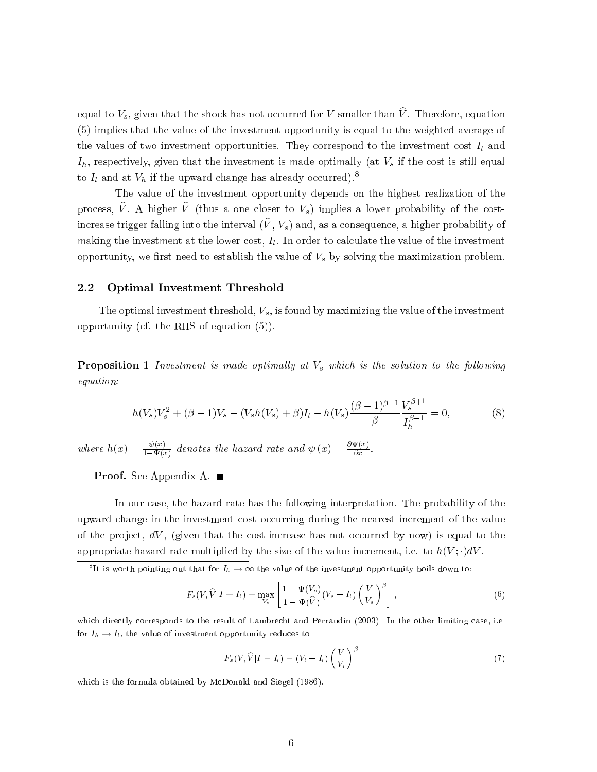equal to $V_s$, given that the shock has not occurred for $V$ smaller than $\widehat{V}$. Therefore, equation (5) implies that the value of the investment opportunity is equal to the weighted average of the values of two investment opportunities. They correspond to the investment cost $I_l$ and $I_h$, respectively, given that the investment is made optimally (at $V_s$ if the cost is still equal to $I_l$ and at $V_h$ if the upward change has already occurred).[8]

The value of the investment opportunity depends on the highest realization of the process, $\widehat{V}$. A higher $\widehat{V}$ (thus a one closer to $V_s$) implies a lower probability of the cost-increase trigger falling into the interval $(\widehat{V}, V_s)$ and, as a consequence, a higher probability of making the investment at the lower cost, $I_l$. In order to calculate the value of the investment opportunity, we first need to establish the value of $V_s$ by solving the maximization problem.

## 2.2 Optimal Investment Threshold

The optimal investment threshold, $V_s$, is found by maximizing the value of the investment opportunity (cf. the RHS of equation (5)).

**Proposition 1** *Investment is made optimally at $V_s$ which is the solution to the following equation:*

$$h(V_s)V_s^2 + (\beta - 1)V_s - (V_s h(V_s) + \beta)I_l - h(V_s)\frac{(\beta-1)^{\beta-1}}{\beta}\frac{V_s^{\beta+1}}{I_h^{\beta-1}} = 0, \tag{8}$$

*where $h(x) = \frac{\psi(x)}{1-\Psi(x)}$ denotes the hazard rate and $\psi(x) \equiv \frac{\partial \Psi(x)}{\partial x}$.*

**Proof.** See Appendix A. ■

In our case, the hazard rate has the following interpretation. The probability of the upward change in the investment cost occurring during the nearest increment of the value of the project, $dV$, (given that the cost-increase has not occurred by now) is equal to the appropriate hazard rate multiplied by the size of the value increment, i.e. to $h(V;\cdot)dV$.

[8] It is worth pointing out that for $I_h \to \infty$ the value of the investment opportunity boils down to:

$$F_s(V, \widehat{V}|I = I_l) = \max_{V_s}\left[\frac{1-\Psi(V_s)}{1-\Psi(\widehat{V})}(V_s - I_l)\left(\frac{V}{V_s}\right)^{\beta}\right], \tag{6}$$

which directly corresponds to the result of Lambrecht and Perraudin (2003). In the other limiting case, i.e. for $I_h \to I_l$, the value of investment opportunity reduces to

$$F_s(V, \widehat{V}|I = I_l) = (V_l - I_l)\left(\frac{V}{V_l}\right)^{\beta} \tag{7}$$

which is the formula obtained by McDonald and Siegel (1986).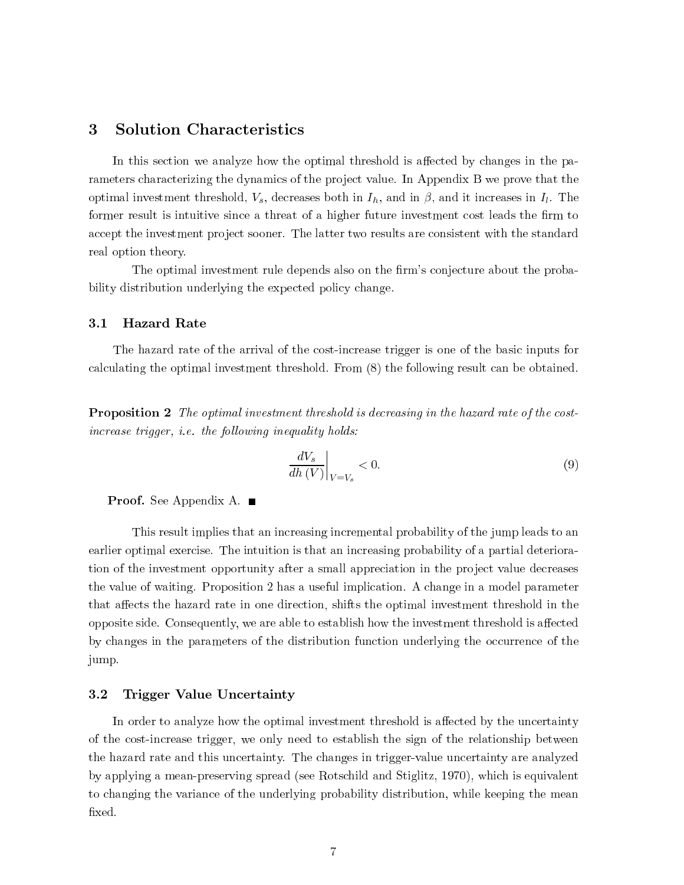## 3 Solution Characteristics

In this section we analyze how the optimal threshold is affected by changes in the parameters characterizing the dynamics of the project value. In Appendix B we prove that the optimal investment threshold, $V_s$, decreases both in $I_h$, and in $\beta$, and it increases in $I_l$. The former result is intuitive since a threat of a higher future investment cost leads the firm to accept the investment project sooner. The latter two results are consistent with the standard real option theory.

The optimal investment rule depends also on the firm's conjecture about the probability distribution underlying the expected policy change.

### 3.1 Hazard Rate

The hazard rate of the arrival of the cost-increase trigger is one of the basic inputs for calculating the optimal investment threshold. From (8) the following result can be obtained.

**Proposition 2** *The optimal investment threshold is decreasing in the hazard rate of the cost-increase trigger, i.e. the following inequality holds:*

$$\left.\frac{dV_s}{dh(V)}\right|_{V=V_s} < 0. \tag{9}$$

**Proof.** See Appendix A. ■

This result implies that an increasing incremental probability of the jump leads to an earlier optimal exercise. The intuition is that an increasing probability of a partial deterioration of the investment opportunity after a small appreciation in the project value decreases the value of waiting. Proposition 2 has a useful implication. A change in a model parameter that affects the hazard rate in one direction, shifts the optimal investment threshold in the opposite side. Consequently, we are able to establish how the investment threshold is affected by changes in the parameters of the distribution function underlying the occurrence of the jump.

### 3.2 Trigger Value Uncertainty

In order to analyze how the optimal investment threshold is affected by the uncertainty of the cost-increase trigger, we only need to establish the sign of the relationship between the hazard rate and this uncertainty. The changes in trigger-value uncertainty are analyzed by applying a mean-preserving spread (see Rotschild and Stiglitz, 1970), which is equivalent to changing the variance of the underlying probability distribution, while keeping the mean fixed.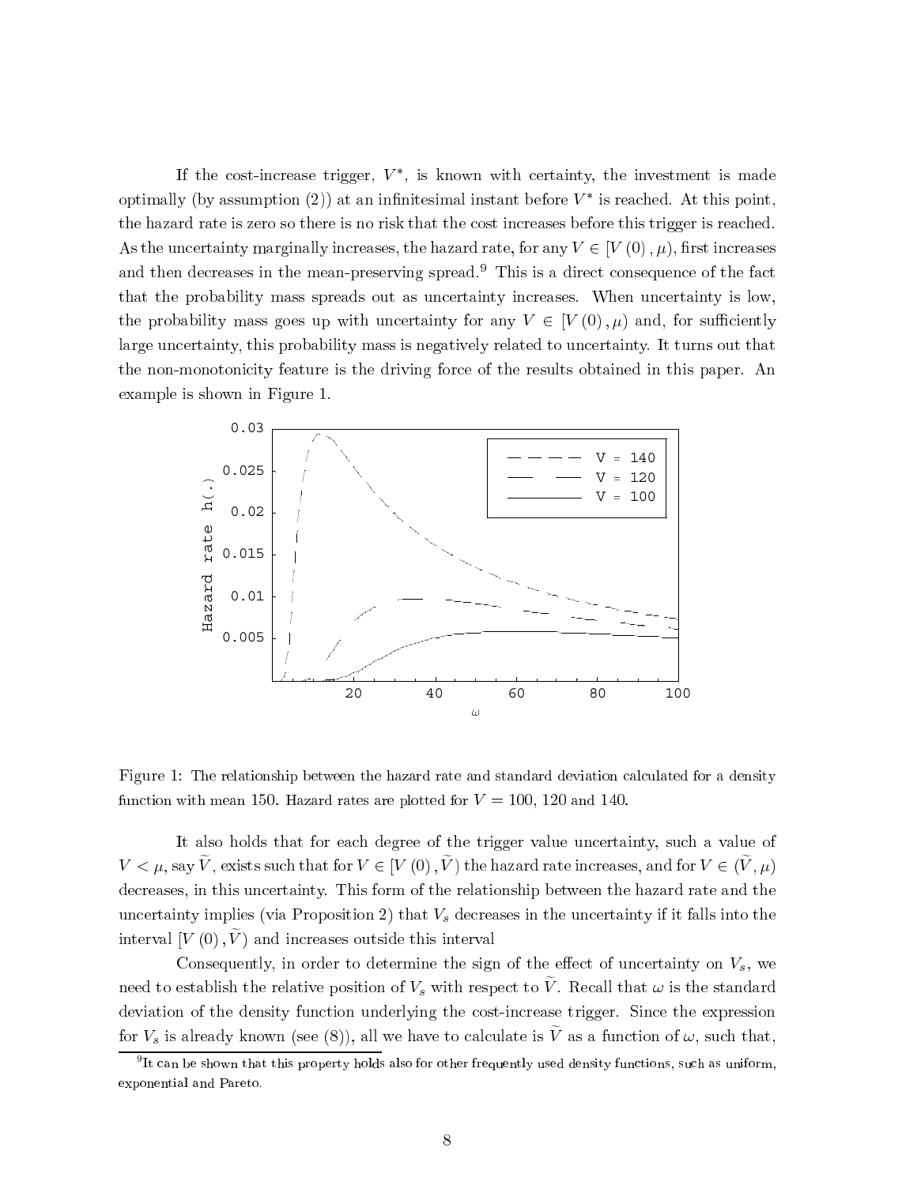If the cost-increase trigger, $V^*$, is known with certainty, the investment is made optimally (by assumption (2)) at an infinitesimal instant before $V^*$ is reached. At this point, the hazard rate is zero so there is no risk that the cost increases before this trigger is reached. As the uncertainty marginally increases, the hazard rate, for any $V \in [V(0), \mu)$, first increases and then decreases in the mean-preserving spread.[9] This is a direct consequence of the fact that the probability mass spreads out as uncertainty increases. When uncertainty is low, the probability mass goes up with uncertainty for any $V \in [V(0), \mu)$ and, for sufficiently large uncertainty, this probability mass is negatively related to uncertainty. It turns out that the non-monotonicity feature is the driving force of the results obtained in this paper. An example is shown in Figure 1.

Figure 1: The relationship between the hazard rate and standard deviation calculated for a density function with mean 150. Hazard rates are plotted for $V = 100$, 120 and 140.

It also holds that for each degree of the trigger value uncertainty, such a value of $V < \mu$, say $\widetilde{V}$, exists such that for $V \in [V(0), \widetilde{V})$ the hazard rate increases, and for $V \in (\widetilde{V}, \mu)$ decreases, in this uncertainty. This form of the relationship between the hazard rate and the uncertainty implies (via Proposition 2) that $V_s$ decreases in the uncertainty if it falls into the interval $[V(0), \widetilde{V})$ and increases outside this interval

Consequently, in order to determine the sign of the effect of uncertainty on $V_s$, we need to establish the relative position of $V_s$ with respect to $\widetilde{V}$. Recall that $\omega$ is the standard deviation of the density function underlying the cost-increase trigger. Since the expression for $V_s$ is already known (see (8)), all we have to calculate is $\widetilde{V}$ as a function of $\omega$, such that,

[9] It can be shown that this property holds also for other frequently used density functions, such as uniform, exponential and Pareto.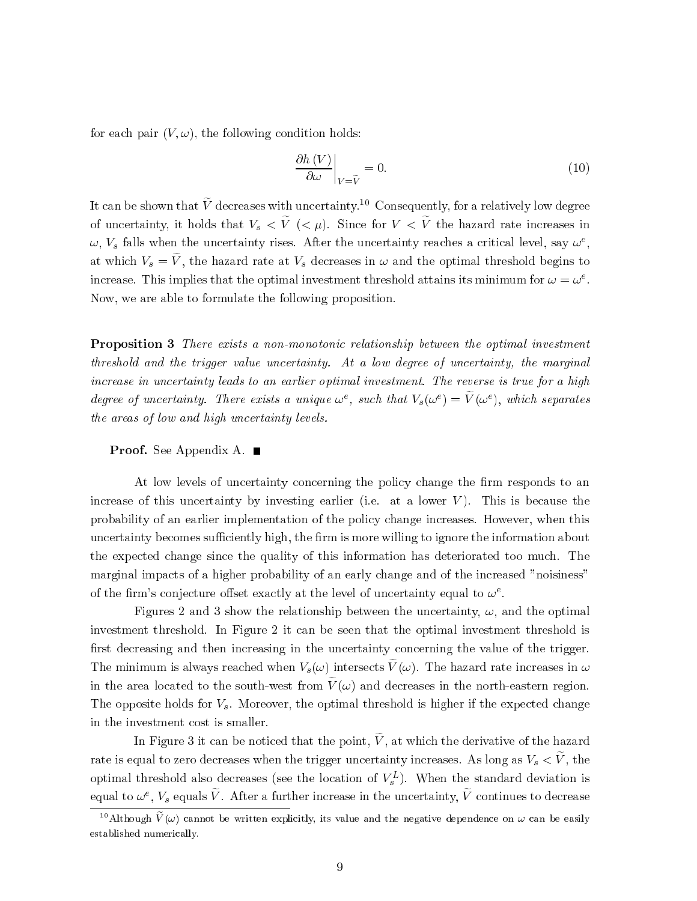for each pair $(V, \omega)$, the following condition holds:

$$\left. \frac{\partial h(V)}{\partial \omega} \right|_{V=\widetilde{V}} = 0. \tag{10}$$

It can be shown that $\widetilde{V}$ decreases with uncertainty.[10] Consequently, for a relatively low degree of uncertainty, it holds that $V_s < \widetilde{V}$ $(< \mu)$. Since for $V < \widetilde{V}$ the hazard rate increases in $\omega$, $V_s$ falls when the uncertainty rises. After the uncertainty reaches a critical level, say $\omega^e$, at which $V_s = \widetilde{V}$, the hazard rate at $V_s$ decreases in $\omega$ and the optimal threshold begins to increase. This implies that the optimal investment threshold attains its minimum for $\omega = \omega^e$. Now, we are able to formulate the following proposition.

**Proposition 3** *There exists a non-monotonic relationship between the optimal investment threshold and the trigger value uncertainty. At a low degree of uncertainty, the marginal increase in uncertainty leads to an earlier optimal investment. The reverse is true for a high degree of uncertainty. There exists a unique $\omega^e$, such that $V_s(\omega^e) = \widetilde{V}(\omega^e)$, which separates the areas of low and high uncertainty levels.*

**Proof.** See Appendix A. ■

At low levels of uncertainty concerning the policy change the firm responds to an increase of this uncertainty by investing earlier (i.e. at a lower $V$). This is because the probability of an earlier implementation of the policy change increases. However, when this uncertainty becomes sufficiently high, the firm is more willing to ignore the information about the expected change since the quality of this information has deteriorated too much. The marginal impacts of a higher probability of an early change and of the increased "noisiness" of the firm's conjecture offset exactly at the level of uncertainty equal to $\omega^e$.

Figures 2 and 3 show the relationship between the uncertainty, $\omega$, and the optimal investment threshold. In Figure 2 it can be seen that the optimal investment threshold is first decreasing and then increasing in the uncertainty concerning the value of the trigger. The minimum is always reached when $V_s(\omega)$ intersects $\widetilde{V}(\omega)$. The hazard rate increases in $\omega$ in the area located to the south-west from $\widetilde{V}(\omega)$ and decreases in the north-eastern region. The opposite holds for $V_s$. Moreover, the optimal threshold is higher if the expected change in the investment cost is smaller.

In Figure 3 it can be noticed that the point, $\widetilde{V}$, at which the derivative of the hazard rate is equal to zero decreases when the trigger uncertainty increases. As long as $V_s < \widetilde{V}$, the optimal threshold also decreases (see the location of $V_s^L$). When the standard deviation is equal to $\omega^e$, $V_s$ equals $\widetilde{V}$. After a further increase in the uncertainty, $\widetilde{V}$ continues to decrease

[10] Although $\widetilde{V}(\omega)$ cannot be written explicitly, its value and the negative dependence on $\omega$ can be easily established numerically.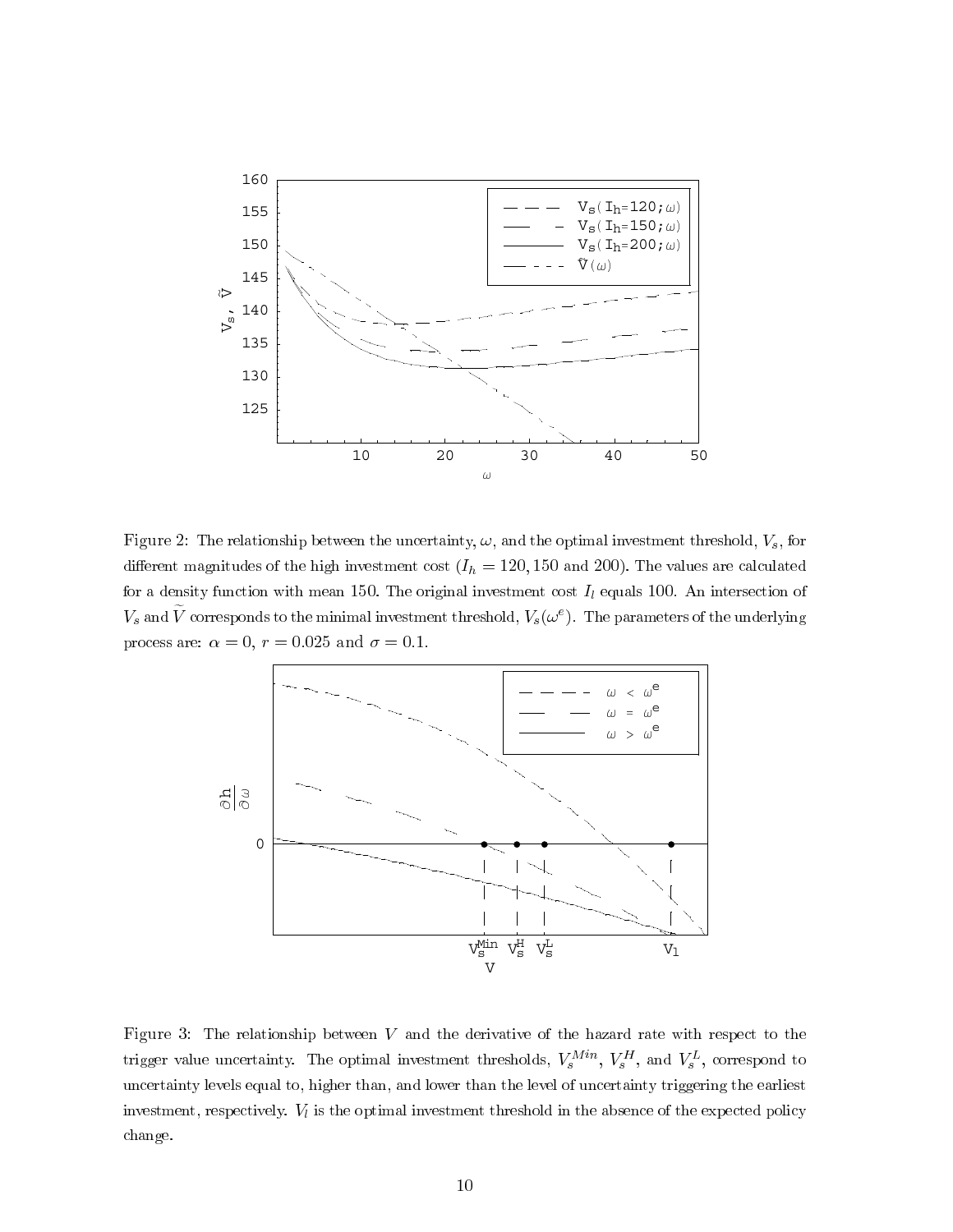Figure 2: The relationship between the uncertainty, $\omega$, and the optimal investment threshold, $V_s$, for different magnitudes of the high investment cost ($I_h = 120, 150$ and 200). The values are calculated for a density function with mean 150. The original investment cost $I_l$ equals 100. An intersection of $V_s$ and $\widetilde{V}$ corresponds to the minimal investment threshold, $V_s(\omega^e)$. The parameters of the underlying process are: $\alpha = 0$, $r = 0.025$ and $\sigma = 0.1$.

Figure 3: The relationship between $V$ and the derivative of the hazard rate with respect to the trigger value uncertainty. The optimal investment thresholds, $V_s^{Min}$, $V_s^H$, and $V_s^L$, correspond to uncertainty levels equal to, higher than, and lower than the level of uncertainty triggering the earliest investment, respectively. $V_l$ is the optimal investment threshold in the absence of the expected policy change.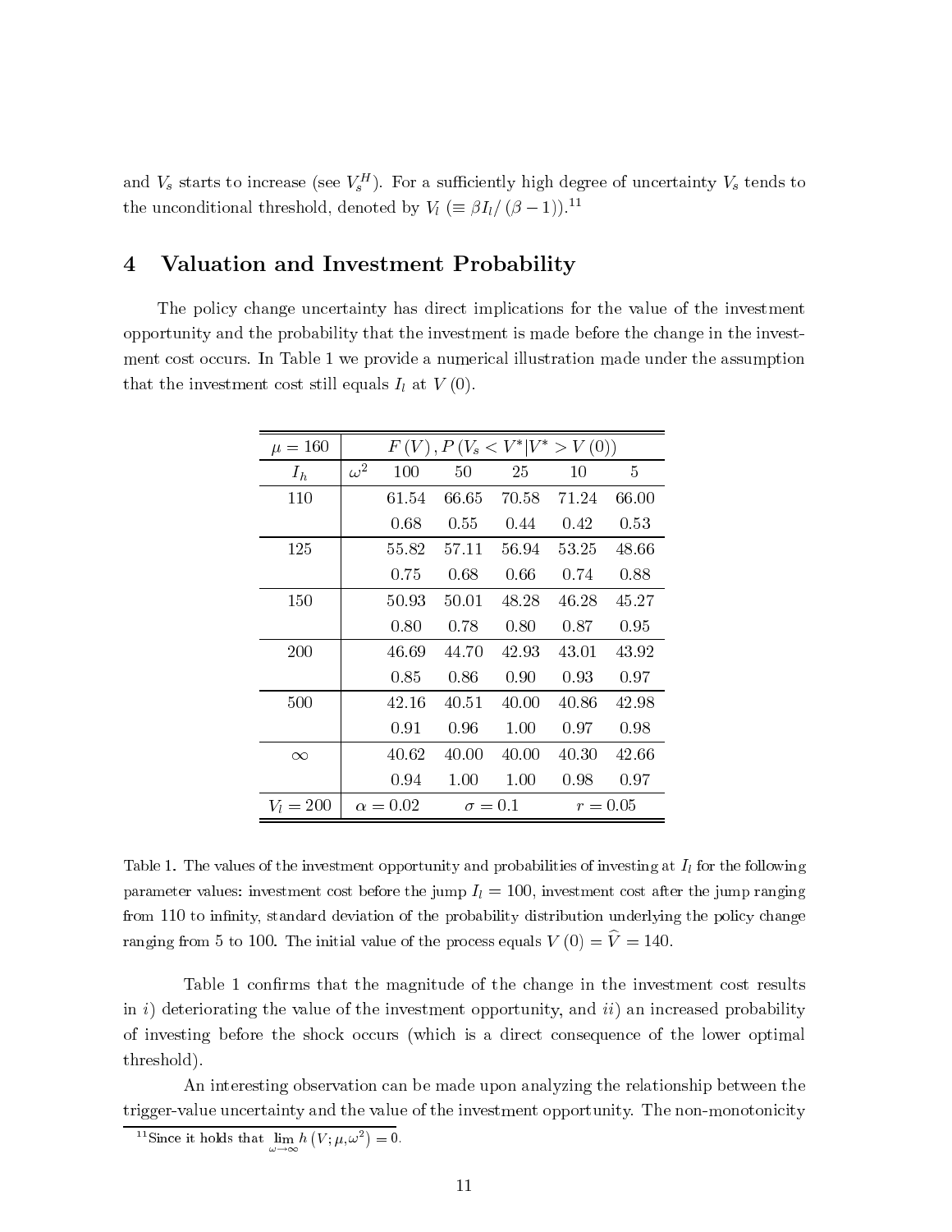and $V_s$ starts to increase (see $V_s^H$). For a sufficiently high degree of uncertainty $V_s$ tends to the unconditional threshold, denoted by $V_l$ ($\equiv \beta I_l / (\beta - 1)$).[11]

# 4 Valuation and Investment Probability

The policy change uncertainty has direct implications for the value of the investment opportunity and the probability that the investment is made before the change in the investment cost occurs. In Table 1 we provide a numerical illustration made under the assumption that the investment cost still equals $I_l$ at $V(0)$.

| $\mu = 160$ | $F(V), P(V_s < V^* \vert V^* > V(0))$ | | | | | |
|---|---|---|---|---|---|---|
| $I_h$ | $\omega^2$ | 100 | 50 | 25 | 10 | 5 |
| 110 | | 61.54 | 66.65 | 70.58 | 71.24 | 66.00 |
| | | 0.68 | 0.55 | 0.44 | 0.42 | 0.53 |
| 125 | | 55.82 | 57.11 | 56.94 | 53.25 | 48.66 |
| | | 0.75 | 0.68 | 0.66 | 0.74 | 0.88 |
| 150 | | 50.93 | 50.01 | 48.28 | 46.28 | 45.27 |
| | | 0.80 | 0.78 | 0.80 | 0.87 | 0.95 |
| 200 | | 46.69 | 44.70 | 42.93 | 43.01 | 43.92 |
| | | 0.85 | 0.86 | 0.90 | 0.93 | 0.97 |
| 500 | | 42.16 | 40.51 | 40.00 | 40.86 | 42.98 |
| | | 0.91 | 0.96 | 1.00 | 0.97 | 0.98 |
| $\infty$ | | 40.62 | 40.00 | 40.00 | 40.30 | 42.66 |
| | | 0.94 | 1.00 | 1.00 | 0.98 | 0.97 |
| $V_l = 200$ | $\alpha = 0.02$ | | $\sigma = 0.1$ | | $r = 0.05$ | |

Table 1. The values of the investment opportunity and probabilities of investing at $I_l$ for the following parameter values: investment cost before the jump $I_l = 100$, investment cost after the jump ranging from 110 to infinity, standard deviation of the probability distribution underlying the policy change ranging from 5 to 100. The initial value of the process equals $V(0) = \widehat{V} = 140$.

Table 1 confirms that the magnitude of the change in the investment cost results in $i)$ deteriorating the value of the investment opportunity, and $ii)$ an increased probability of investing before the shock occurs (which is a direct consequence of the lower optimal threshold).

An interesting observation can be made upon analyzing the relationship between the trigger-value uncertainty and the value of the investment opportunity. The non-monotonicity

[11] Since it holds that $\lim_{\omega \to \infty} h(V; \mu, \omega^2) = 0$.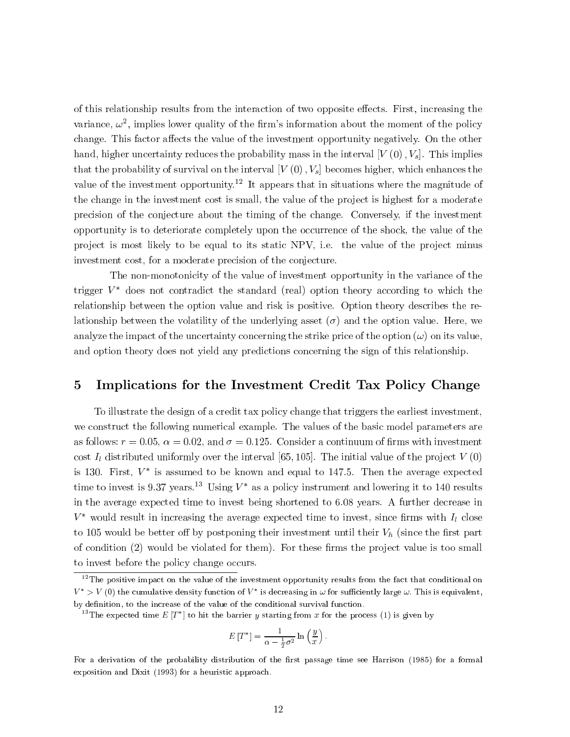of this relationship results from the interaction of two opposite effects. First, increasing the variance, $\omega^2$, implies lower quality of the firm's information about the moment of the policy change. This factor affects the value of the investment opportunity negatively. On the other hand, higher uncertainty reduces the probability mass in the interval $[V(0), V_s]$. This implies that the probability of survival on the interval $[V(0), V_s]$ becomes higher, which enhances the value of the investment opportunity.[12] It appears that in situations where the magnitude of the change in the investment cost is small, the value of the project is highest for a moderate precision of the conjecture about the timing of the change. Conversely, if the investment opportunity is to deteriorate completely upon the occurrence of the shock, the value of the project is most likely to be equal to its static NPV, i.e. the value of the project minus investment cost, for a moderate precision of the conjecture.

The non-monotonicity of the value of investment opportunity in the variance of the trigger $V^*$ does not contradict the standard (real) option theory according to which the relationship between the option value and risk is positive. Option theory describes the relationship between the volatility of the underlying asset ($\sigma$) and the option value. Here, we analyze the impact of the uncertainty concerning the strike price of the option ($\omega$) on its value, and option theory does not yield any predictions concerning the sign of this relationship.

## 5 Implications for the Investment Credit Tax Policy Change

To illustrate the design of a credit tax policy change that triggers the earliest investment, we construct the following numerical example. The values of the basic model parameters are as follows: $r = 0.05$, $\alpha = 0.02$, and $\sigma = 0.125$. Consider a continuum of firms with investment cost $I_l$ distributed uniformly over the interval $[65, 105]$. The initial value of the project $V(0)$ is 130. First, $V^*$ is assumed to be known and equal to 147.5. Then the average expected time to invest is 9.37 years.[13] Using $V^*$ as a policy instrument and lowering it to 140 results in the average expected time to invest being shortened to 6.08 years. A further decrease in $V^*$ would result in increasing the average expected time to invest, since firms with $I_l$ close to 105 would be better off by postponing their investment until their $V_h$ (since the first part of condition (2) would be violated for them). For these firms the project value is too small to invest before the policy change occurs.

[12] The positive impact on the value of the investment opportunity results from the fact that conditional on $V^* > V(0)$ the cumulative density function of $V^*$ is decreasing in $\omega$ for sufficiently large $\omega$. This is equivalent, by definition, to the increase of the value of the conditional survival function.

[13] The expected time $E[T^*]$ to hit the barrier $y$ starting from $x$ for the process (1) is given by

$$E[T^*] = \frac{1}{\alpha - \frac{1}{2}\sigma^2} \ln\left(\frac{y}{x}\right).$$

For a derivation of the probability distribution of the first passage time see Harrison (1985) for a formal exposition and Dixit (1993) for a heuristic approach.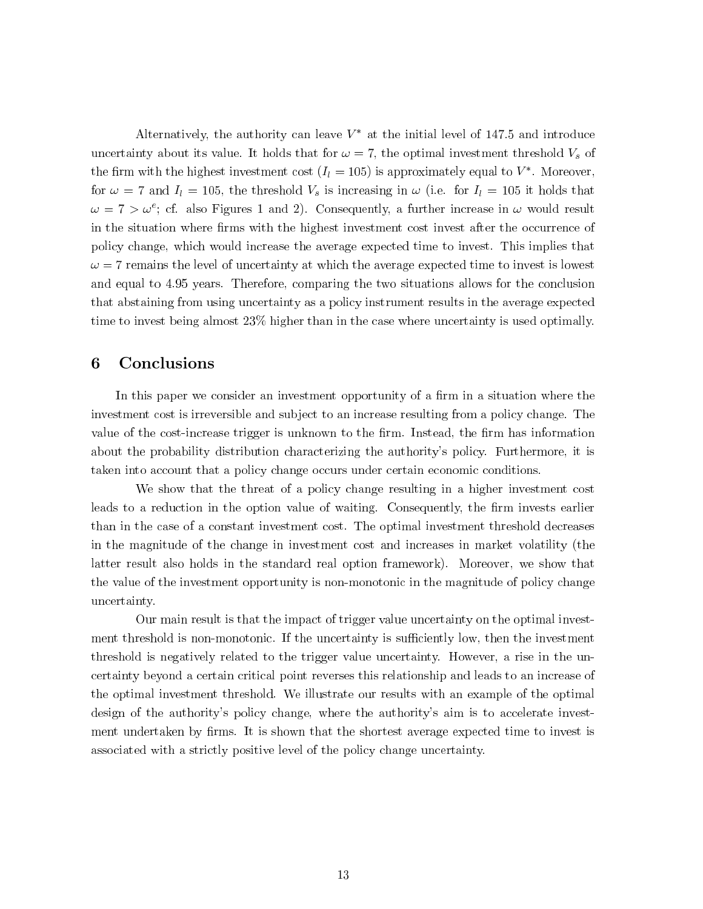Alternatively, the authority can leave $V^*$ at the initial level of 147.5 and introduce uncertainty about its value. It holds that for $\omega = 7$, the optimal investment threshold $V_s$ of the firm with the highest investment cost ($I_l = 105$) is approximately equal to $V^*$. Moreover, for $\omega = 7$ and $I_l = 105$, the threshold $V_s$ is increasing in $\omega$ (i.e. for $I_l = 105$ it holds that $\omega = 7 > \omega^e$; cf. also Figures 1 and 2). Consequently, a further increase in $\omega$ would result in the situation where firms with the highest investment cost invest after the occurrence of policy change, which would increase the average expected time to invest. This implies that $\omega = 7$ remains the level of uncertainty at which the average expected time to invest is lowest and equal to 4.95 years. Therefore, comparing the two situations allows for the conclusion that abstaining from using uncertainty as a policy instrument results in the average expected time to invest being almost 23% higher than in the case where uncertainty is used optimally.

## 6 Conclusions

In this paper we consider an investment opportunity of a firm in a situation where the investment cost is irreversible and subject to an increase resulting from a policy change. The value of the cost-increase trigger is unknown to the firm. Instead, the firm has information about the probability distribution characterizing the authority's policy. Furthermore, it is taken into account that a policy change occurs under certain economic conditions.

We show that the threat of a policy change resulting in a higher investment cost leads to a reduction in the option value of waiting. Consequently, the firm invests earlier than in the case of a constant investment cost. The optimal investment threshold decreases in the magnitude of the change in investment cost and increases in market volatility (the latter result also holds in the standard real option framework). Moreover, we show that the value of the investment opportunity is non-monotonic in the magnitude of policy change uncertainty.

Our main result is that the impact of trigger value uncertainty on the optimal investment threshold is non-monotonic. If the uncertainty is sufficiently low, then the investment threshold is negatively related to the trigger value uncertainty. However, a rise in the uncertainty beyond a certain critical point reverses this relationship and leads to an increase of the optimal investment threshold. We illustrate our results with an example of the optimal design of the authority's policy change, where the authority's aim is to accelerate investment undertaken by firms. It is shown that the shortest average expected time to invest is associated with a strictly positive level of the policy change uncertainty.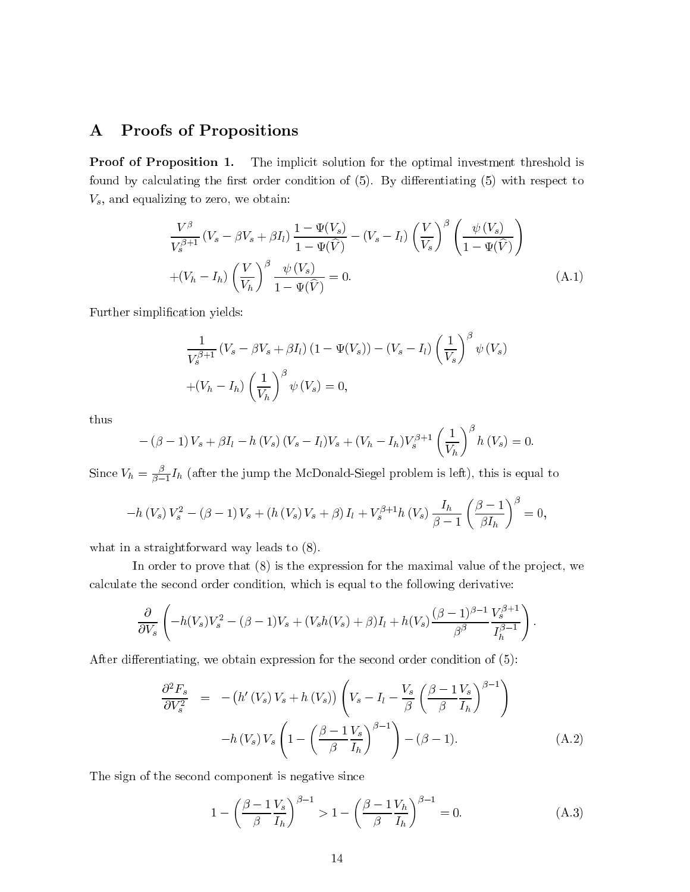# A Proofs of Propositions

**Proof of Proposition 1.** The implicit solution for the optimal investment threshold is found by calculating the first order condition of (5). By differentiating (5) with respect to $V_s$, and equalizing to zero, we obtain:

$$
\begin{aligned}
&\frac{V^{\beta}}{V_s^{\beta+1}}\left(V_s - \beta V_s + \beta I_l\right)\frac{1-\Psi(V_s)}{1-\Psi(\widehat{V})} - \left(V_s - I_l\right)\left(\frac{V}{V_s}\right)^{\beta}\left(\frac{\psi\left(V_s\right)}{1-\Psi(\widehat{V})}\right) \\
&+ (V_h - I_h)\left(\frac{V}{V_h}\right)^{\beta}\frac{\psi\left(V_s\right)}{1-\Psi(\widehat{V})} = 0. \qquad \text{(A.1)}
\end{aligned}
$$

Further simplification yields:

$$
\begin{aligned}
&\frac{1}{V_s^{\beta+1}}\left(V_s - \beta V_s + \beta I_l\right)\left(1-\Psi(V_s)\right) - \left(V_s - I_l\right)\left(\frac{1}{V_s}\right)^{\beta}\psi\left(V_s\right) \\
&+ (V_h - I_h)\left(\frac{1}{V_h}\right)^{\beta}\psi\left(V_s\right) = 0,
\end{aligned}
$$

thus

$$
-\left(\beta-1\right)V_s + \beta I_l - h\left(V_s\right)\left(V_s - I_l\right)V_s + (V_h - I_h)V_s^{\beta+1}\left(\frac{1}{V_h}\right)^{\beta}h\left(V_s\right) = 0.
$$

Since $V_h = \frac{\beta}{\beta-1}I_h$ (after the jump the McDonald-Siegel problem is left), this is equal to

$$
-h\left(V_s\right)V_s^2 - \left(\beta-1\right)V_s + \left(h\left(V_s\right)V_s + \beta\right)I_l + V_s^{\beta+1}h\left(V_s\right)\frac{I_h}{\beta-1}\left(\frac{\beta-1}{\beta I_h}\right)^{\beta} = 0,
$$

what in a straightforward way leads to (8).

In order to prove that (8) is the expression for the maximal value of the project, we calculate the second order condition, which is equal to the following derivative:

$$
\frac{\partial}{\partial V_s}\left(-h(V_s)V_s^2 - (\beta-1)V_s + (V_s h(V_s) + \beta)I_l + h(V_s)\frac{(\beta-1)^{\beta-1}}{\beta^{\beta}}\frac{V_s^{\beta+1}}{I_h^{\beta-1}}\right).
$$

After differentiating, we obtain expression for the second order condition of (5):

$$
\begin{aligned}
\frac{\partial^2 F_s}{\partial V_s^2} &= -\left(h'\left(V_s\right)V_s + h\left(V_s\right)\right)\left(V_s - I_l - \frac{V_s}{\beta}\left(\frac{\beta-1}{\beta}\frac{V_s}{I_h}\right)^{\beta-1}\right) \\
&\quad - h\left(V_s\right)V_s\left(1 - \left(\frac{\beta-1}{\beta}\frac{V_s}{I_h}\right)^{\beta-1}\right) - (\beta-1). \qquad \text{(A.2)}
\end{aligned}
$$

The sign of the second component is negative since

$$
1 - \left(\frac{\beta-1}{\beta}\frac{V_s}{I_h}\right)^{\beta-1} > 1 - \left(\frac{\beta-1}{\beta}\frac{V_h}{I_h}\right)^{\beta-1} = 0. \qquad \text{(A.3)}
$$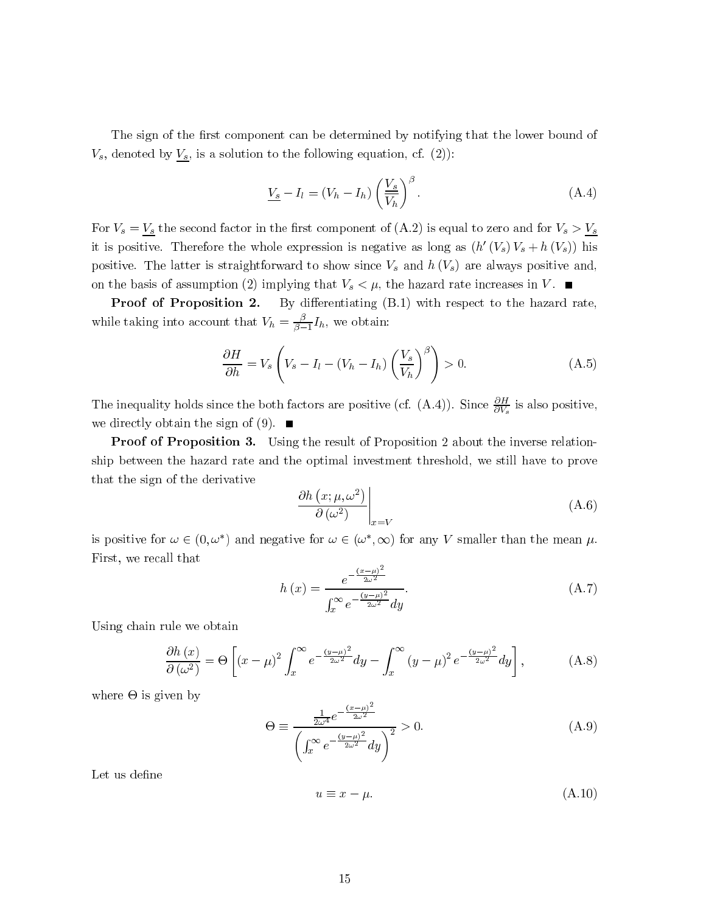The sign of the first component can be determined by notifying that the lower bound of $V_s$, denoted by $\underline{V_s}$, is a solution to the following equation, cf. (2)):

$$\underline{V_s} - I_l = (V_h - I_h)\left(\frac{\underline{V_s}}{V_h}\right)^{\beta}. \tag{A.4}$$

For $V_s = \underline{V_s}$ the second factor in the first component of (A.2) is equal to zero and for $V_s > \underline{V_s}$ it is positive. Therefore the whole expression is negative as long as $(h'(V_s)V_s + h(V_s))$ his positive. The latter is straightforward to show since $V_s$ and $h(V_s)$ are always positive and, on the basis of assumption (2) implying that $V_s < \mu$, the hazard rate increases in $V$. ■

**Proof of Proposition 2.** By differentiating (B.1) with respect to the hazard rate, while taking into account that $V_h = \frac{\beta}{\beta-1}I_h$, we obtain:

$$\frac{\partial H}{\partial h} = V_s\left(V_s - I_l - (V_h - I_h)\left(\frac{V_s}{V_h}\right)^{\beta}\right) > 0. \tag{A.5}$$

The inequality holds since the both factors are positive (cf. (A.4)). Since $\frac{\partial H}{\partial V_s}$ is also positive, we directly obtain the sign of (9). ■

**Proof of Proposition 3.** Using the result of Proposition 2 about the inverse relationship between the hazard rate and the optimal investment threshold, we still have to prove that the sign of the derivative

$$\left.\frac{\partial h(x;\mu,\omega^2)}{\partial(\omega^2)}\right|_{x=V} \tag{A.6}$$

is positive for $\omega \in (0,\omega^*)$ and negative for $\omega \in (\omega^*,\infty)$ for any $V$ smaller than the mean $\mu$. First, we recall that

$$h(x) = \frac{e^{-\frac{(x-\mu)^2}{2\omega^2}}}{\int_x^{\infty} e^{-\frac{(y-\mu)^2}{2\omega^2}}dy}. \tag{A.7}$$

Using chain rule we obtain

$$\frac{\partial h(x)}{\partial(\omega^2)} = \Theta\left[(x-\mu)^2\int_x^{\infty} e^{-\frac{(y-\mu)^2}{2\omega^2}}dy - \int_x^{\infty}(y-\mu)^2 e^{-\frac{(y-\mu)^2}{2\omega^2}}dy\right], \tag{A.8}$$

where $\Theta$ is given by

$$\Theta \equiv \frac{\frac{1}{2\omega^4}e^{-\frac{(x-\mu)^2}{2\omega^2}}}{\left(\int_x^{\infty} e^{-\frac{(y-\mu)^2}{2\omega^2}}dy\right)^2} > 0. \tag{A.9}$$

Let us define

$$u \equiv x - \mu. \tag{A.10}$$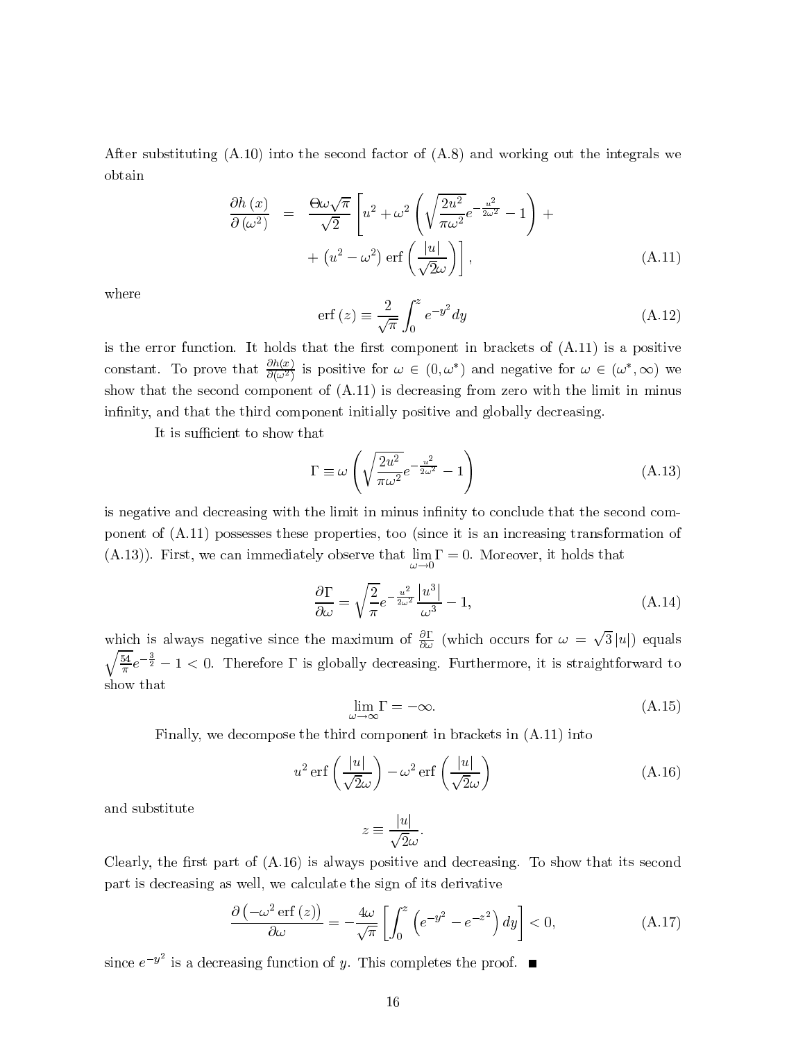After substituting (A.10) into the second factor of (A.8) and working out the integrals we obtain

$$
\begin{aligned}
\frac{\partial h(x)}{\partial (\omega^2)} &= \frac{\Theta \omega \sqrt{\pi}}{\sqrt{2}} \left[ u^2 + \omega^2 \left( \sqrt{\frac{2u^2}{\pi \omega^2}} e^{-\frac{u^2}{2\omega^2}} - 1 \right) + \right. \\
&\quad \left. + \left( u^2 - \omega^2 \right) \operatorname{erf}\left( \frac{|u|}{\sqrt{2}\omega} \right) \right], \qquad \text{(A.11)}
\end{aligned}
$$

where

$$
\operatorname{erf}(z) \equiv \frac{2}{\sqrt{\pi}} \int_0^z e^{-y^2} dy \qquad \text{(A.12)}
$$

is the error function. It holds that the first component in brackets of (A.11) is a positive constant. To prove that $\frac{\partial h(x)}{\partial(\omega^2)}$ is positive for $\omega \in (0, \omega^*)$ and negative for $\omega \in (\omega^*, \infty)$ we show that the second component of (A.11) is decreasing from zero with the limit in minus infinity, and that the third component initially positive and globally decreasing.

It is sufficient to show that

$$
\Gamma \equiv \omega \left( \sqrt{\frac{2u^2}{\pi \omega^2}} e^{-\frac{u^2}{2\omega^2}} - 1 \right) \qquad \text{(A.13)}
$$

is negative and decreasing with the limit in minus infinity to conclude that the second component of (A.11) possesses these properties, too (since it is an increasing transformation of (A.13)). First, we can immediately observe that $\lim_{\omega \to 0} \Gamma = 0$. Moreover, it holds that

$$
\frac{\partial \Gamma}{\partial \omega} = \sqrt{\frac{2}{\pi}} e^{-\frac{u^2}{2\omega^2}} \frac{|u^3|}{\omega^3} - 1, \qquad \text{(A.14)}
$$

which is always negative since the maximum of $\frac{\partial \Gamma}{\partial \omega}$ (which occurs for $\omega = \sqrt{3}\,|u|$) equals $\sqrt{\frac{54}{\pi}} e^{-\frac{3}{2}} - 1 < 0$. Therefore $\Gamma$ is globally decreasing. Furthermore, it is straightforward to show that

$$
\lim_{\omega \to \infty} \Gamma = -\infty. \qquad \text{(A.15)}
$$

Finally, we decompose the third component in brackets in (A.11) into

$$
u^2 \operatorname{erf}\left( \frac{|u|}{\sqrt{2}\omega} \right) - \omega^2 \operatorname{erf}\left( \frac{|u|}{\sqrt{2}\omega} \right) \qquad \text{(A.16)}
$$

and substitute

$$
z \equiv \frac{|u|}{\sqrt{2}\omega}.
$$

Clearly, the first part of (A.16) is always positive and decreasing. To show that its second part is decreasing as well, we calculate the sign of its derivative

$$
\frac{\partial \left( -\omega^2 \operatorname{erf}(z) \right)}{\partial \omega} = -\frac{4\omega}{\sqrt{\pi}} \left[ \int_0^z \left( e^{-y^2} - e^{-z^2} \right) dy \right] < 0, \qquad \text{(A.17)}
$$

since $e^{-y^2}$ is a decreasing function of $y$. This completes the proof. ∎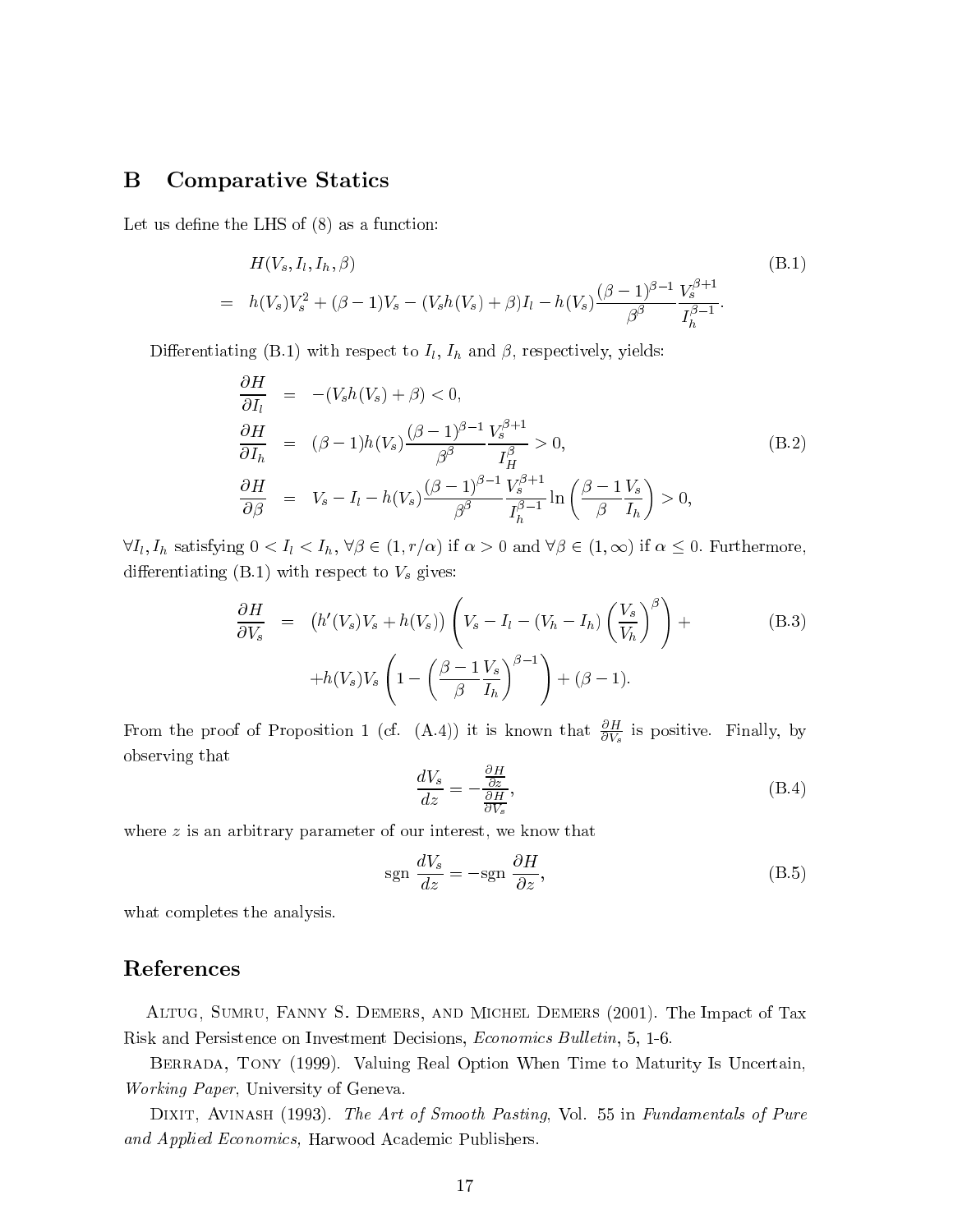## B Comparative Statics

Let us define the LHS of (8) as a function:

$$
\begin{aligned}
& H(V_s, I_l, I_h, \beta) \\
= \quad & h(V_s)V_s^2 + (\beta - 1)V_s - (V_s h(V_s) + \beta)I_l - h(V_s)\frac{(\beta-1)^{\beta-1}}{\beta^\beta}\frac{V_s^{\beta+1}}{I_h^{\beta-1}}.
\end{aligned}
\tag{B.1}
$$

Differentiating (B.1) with respect to $I_l$, $I_h$ and $\beta$, respectively, yields:

$$
\begin{aligned}
\frac{\partial H}{\partial I_l} &= -(V_s h(V_s) + \beta) < 0, \\
\frac{\partial H}{\partial I_h} &= (\beta - 1)h(V_s)\frac{(\beta-1)^{\beta-1}}{\beta^\beta}\frac{V_s^{\beta+1}}{I_H^\beta} > 0, \\
\frac{\partial H}{\partial \beta} &= V_s - I_l - h(V_s)\frac{(\beta-1)^{\beta-1}}{\beta^\beta}\frac{V_s^{\beta+1}}{I_h^{\beta-1}}\ln\left(\frac{\beta-1}{\beta}\frac{V_s}{I_h}\right) > 0,
\end{aligned}
\tag{B.2}
$$

$\forall I_l, I_h$ satisfying $0 < I_l < I_h$, $\forall \beta \in (1, r/\alpha)$ if $\alpha > 0$ and $\forall \beta \in (1, \infty)$ if $\alpha \leq 0$. Furthermore, differentiating (B.1) with respect to $V_s$ gives:

$$
\begin{aligned}
\frac{\partial H}{\partial V_s} = & \left(h'(V_s)V_s + h(V_s)\right)\left(V_s - I_l - (V_h - I_h)\left(\frac{V_s}{V_h}\right)^\beta\right) + \\
& + h(V_s)V_s\left(1 - \left(\frac{\beta-1}{\beta}\frac{V_s}{I_h}\right)^{\beta-1}\right) + (\beta - 1).
\end{aligned}
\tag{B.3}
$$

From the proof of Proposition 1 (cf. (A.4)) it is known that $\frac{\partial H}{\partial V_s}$ is positive. Finally, by observing that

$$
\frac{dV_s}{dz} = -\frac{\frac{\partial H}{\partial z}}{\frac{\partial H}{\partial V_s}},
\tag{B.4}
$$

where $z$ is an arbitrary parameter of our interest, we know that

$$
\text{sgn}\ \frac{dV_s}{dz} = -\text{sgn}\ \frac{\partial H}{\partial z},
\tag{B.5}
$$

what completes the analysis.

# References

Altug, Sumru, Fanny S. Demers, and Michel Demers (2001). The Impact of Tax Risk and Persistence on Investment Decisions, *Economics Bulletin*, 5, 1-6.

Berrada, Tony (1999). Valuing Real Option When Time to Maturity Is Uncertain, *Working Paper*, University of Geneva.

Dixit, Avinash (1993). *The Art of Smooth Pasting*, Vol. 55 in *Fundamentals of Pure and Applied Economics,* Harwood Academic Publishers.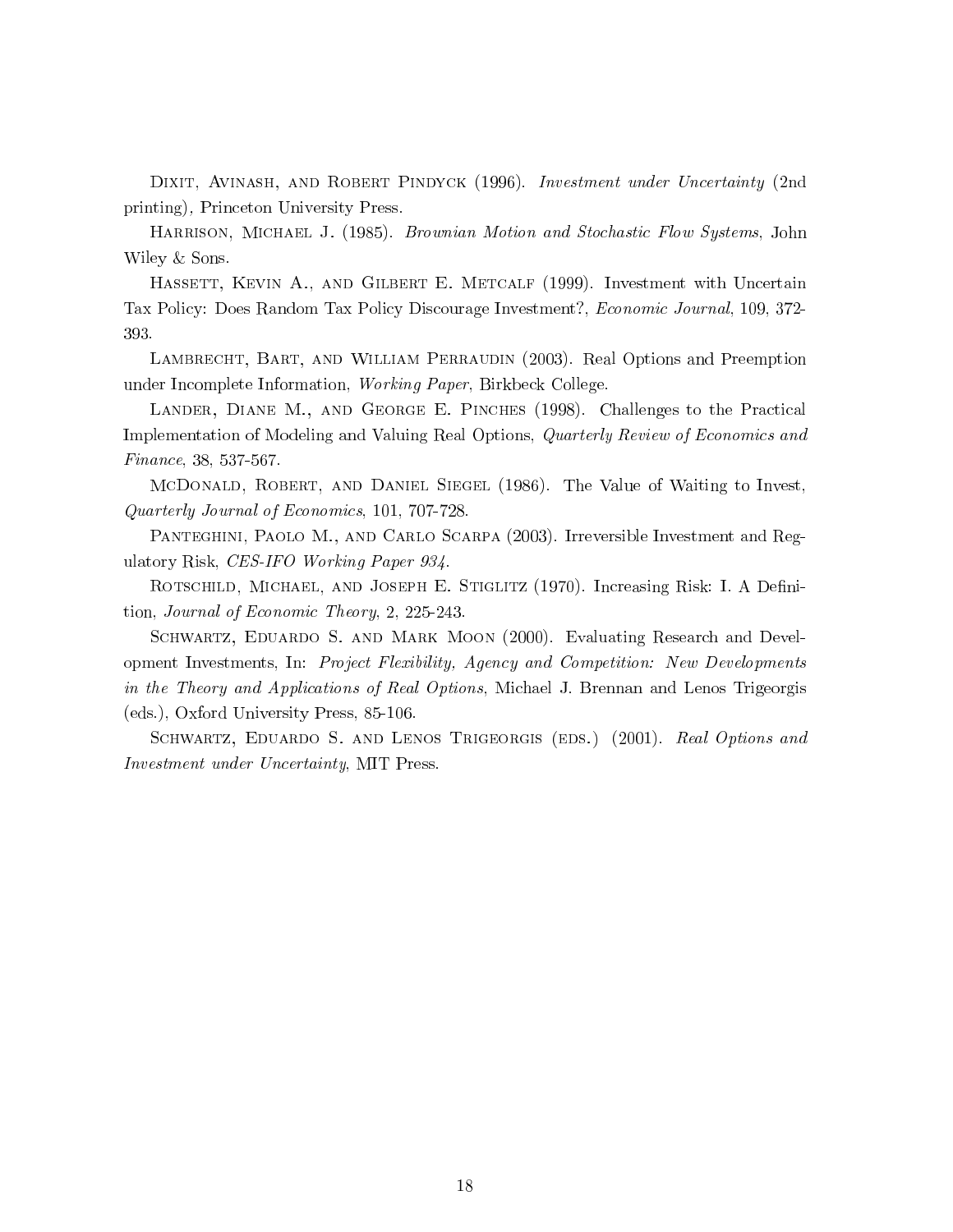Dixit, Avinash, and Robert Pindyck (1996). *Investment under Uncertainty* (2nd printing), Princeton University Press.

Harrison, Michael J. (1985). *Brownian Motion and Stochastic Flow Systems*, John Wiley & Sons.

Hassett, Kevin A., and Gilbert E. Metcalf (1999). Investment with Uncertain Tax Policy: Does Random Tax Policy Discourage Investment?, *Economic Journal*, 109, 372-393.

Lambrecht, Bart, and William Perraudin (2003). Real Options and Preemption under Incomplete Information, *Working Paper*, Birkbeck College.

Lander, Diane M., and George E. Pinches (1998). Challenges to the Practical Implementation of Modeling and Valuing Real Options, *Quarterly Review of Economics and Finance*, 38, 537-567.

McDonald, Robert, and Daniel Siegel (1986). The Value of Waiting to Invest, *Quarterly Journal of Economics*, 101, 707-728.

Panteghini, Paolo M., and Carlo Scarpa (2003). Irreversible Investment and Regulatory Risk, *CES-IFO Working Paper 934*.

Rotschild, Michael, and Joseph E. Stiglitz (1970). Increasing Risk: I. A Definition, *Journal of Economic Theory*, 2, 225-243.

Schwartz, Eduardo S. and Mark Moon (2000). Evaluating Research and Development Investments, In: *Project Flexibility, Agency and Competition: New Developments in the Theory and Applications of Real Options*, Michael J. Brennan and Lenos Trigeorgis (eds.), Oxford University Press, 85-106.

Schwartz, Eduardo S. and Lenos Trigeorgis (eds.) (2001). *Real Options and Investment under Uncertainty*, MIT Press.